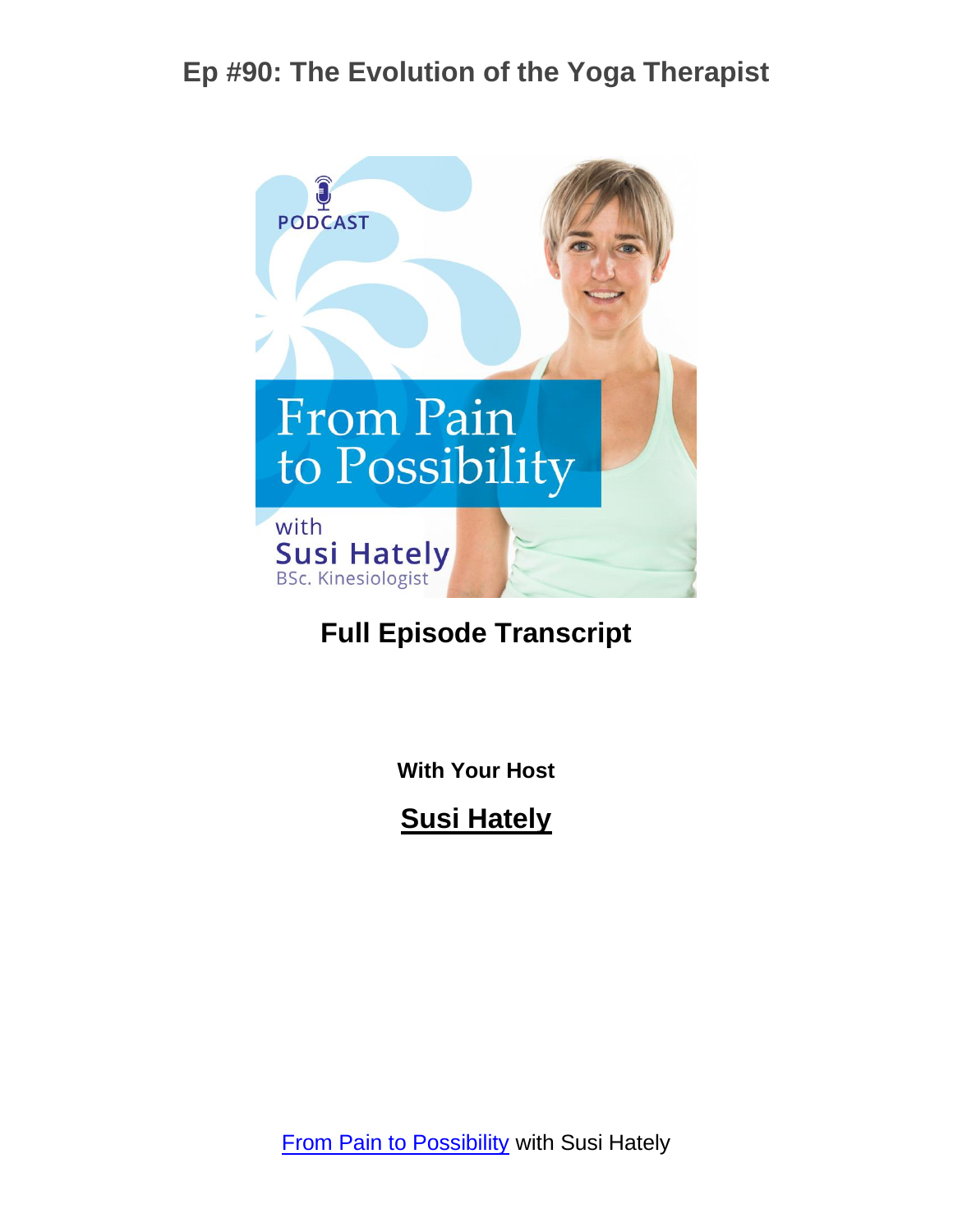# Ep #90: The Evolution of the Yoga Therapist

PODCAST

From Pain to Possibility

with Susi Hately

BSc. Kinesiologist

## Full Episode Transcript

**With Your Host**

**Susi Hately**

From Pain to Possibility with Susi Hately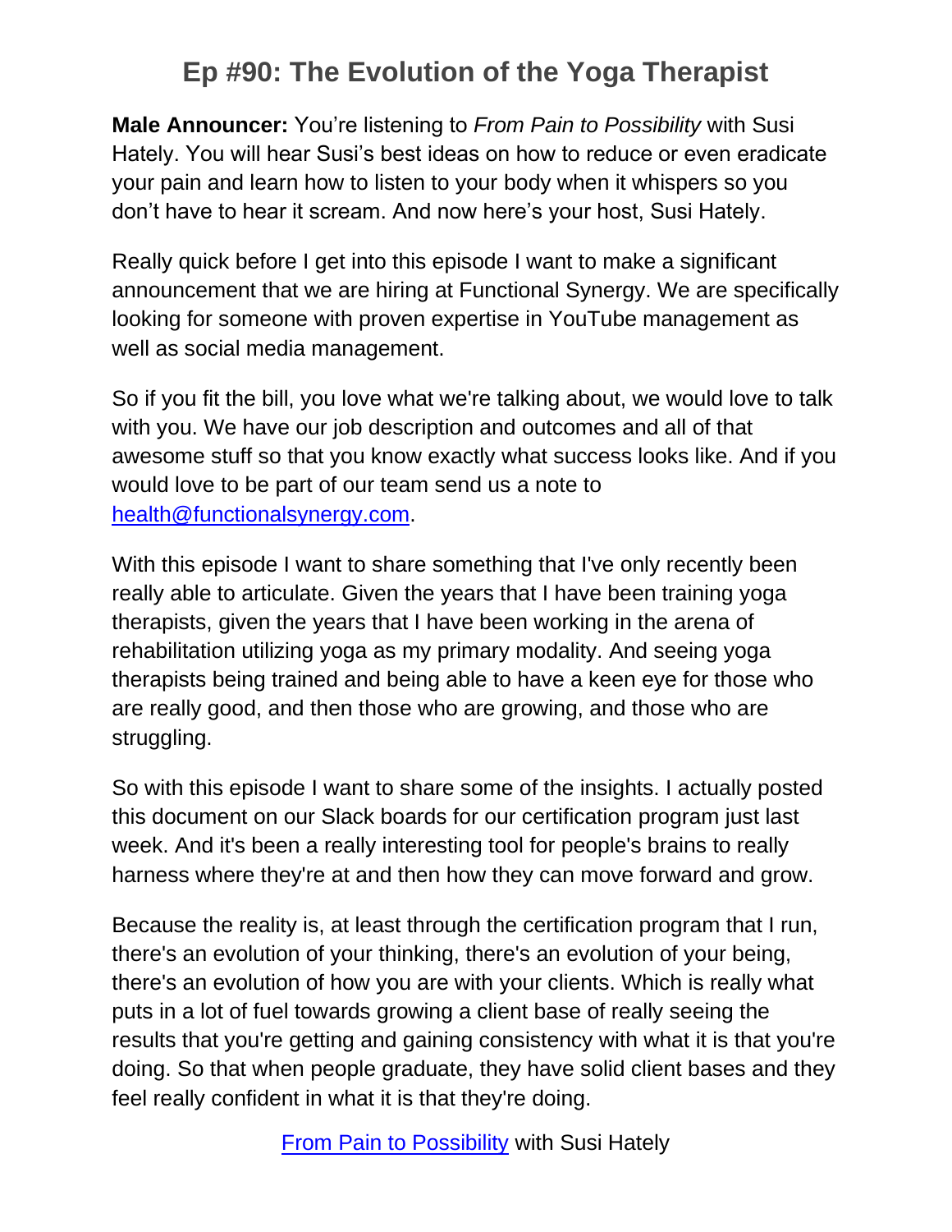# Ep #90: The Evolution of the Yoga Therapist

**Male Announcer:** You're listening to *From Pain to Possibility* with Susi Hately. You will hear Susi's best ideas on how to reduce or even eradicate your pain and learn how to listen to your body when it whispers so you don't have to hear it scream. And now here's your host, Susi Hately.

Really quick before I get into this episode I want to make a significant announcement that we are hiring at Functional Synergy. We are specifically looking for someone with proven expertise in YouTube management as well as social media management.

So if you fit the bill, you love what we're talking about, we would love to talk with you. We have our job description and outcomes and all of that awesome stuff so that you know exactly what success looks like. And if you would love to be part of our team send us a note to [health@functionalsynergy.com](mailto:health@functionalsynergy.com).

With this episode I want to share something that I've only recently been really able to articulate. Given the years that I have been training yoga therapists, given the years that I have been working in the arena of rehabilitation utilizing yoga as my primary modality. And seeing yoga therapists being trained and being able to have a keen eye for those who are really good, and then those who are growing, and those who are struggling.

So with this episode I want to share some of the insights. I actually posted this document on our Slack boards for our certification program just last week. And it's been a really interesting tool for people's brains to really harness where they're at and then how they can move forward and grow.

Because the reality is, at least through the certification program that I run, there's an evolution of your thinking, there's an evolution of your being, there's an evolution of how you are with your clients. Which is really what puts in a lot of fuel towards growing a client base of really seeing the results that you're getting and gaining consistency with what it is that you're doing. So that when people graduate, they have solid client bases and they feel really confident in what it is that they're doing.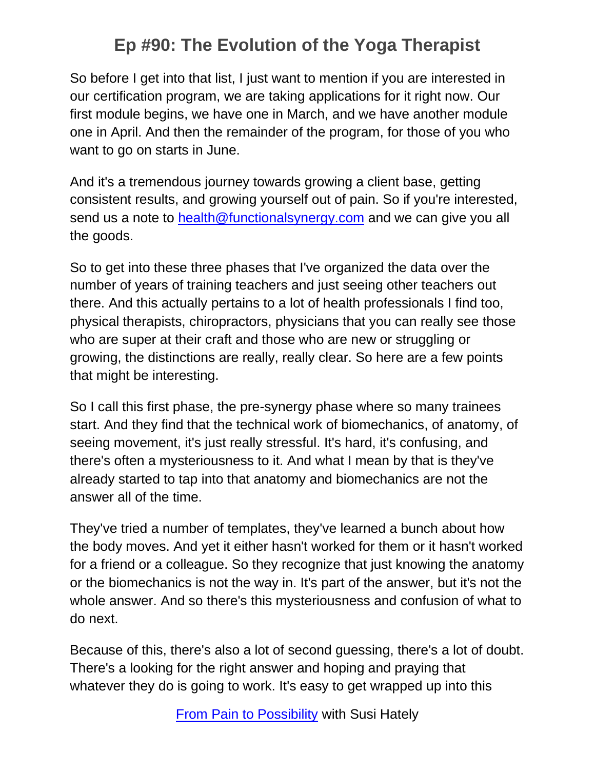So before I get into that list, I just want to mention if you are interested in our certification program, we are taking applications for it right now. Our first module begins, we have one in March, and we have another module one in April. And then the remainder of the program, for those of you who want to go on starts in June.

And it's a tremendous journey towards growing a client base, getting consistent results, and growing yourself out of pain. So if you're interested, send us a note to [health@functionalsynergy.com](mailto:health@functionalsynergy.com) and we can give you all the goods.

So to get into these three phases that I've organized the data over the number of years of training teachers and just seeing other teachers out there. And this actually pertains to a lot of health professionals I find too, physical therapists, chiropractors, physicians that you can really see those who are super at their craft and those who are new or struggling or growing, the distinctions are really, really clear. So here are a few points that might be interesting.

So I call this first phase, the pre-synergy phase where so many trainees start. And they find that the technical work of biomechanics, of anatomy, of seeing movement, it's just really stressful. It's hard, it's confusing, and there's often a mysteriousness to it. And what I mean by that is they've already started to tap into that anatomy and biomechanics are not the answer all of the time.

They've tried a number of templates, they've learned a bunch about how the body moves. And yet it either hasn't worked for them or it hasn't worked for a friend or a colleague. So they recognize that just knowing the anatomy or the biomechanics is not the way in. It's part of the answer, but it's not the whole answer. And so there's this mysteriousness and confusion of what to do next.

Because of this, there's also a lot of second guessing, there's a lot of doubt. There's a looking for the right answer and hoping and praying that whatever they do is going to work. It's easy to get wrapped up into this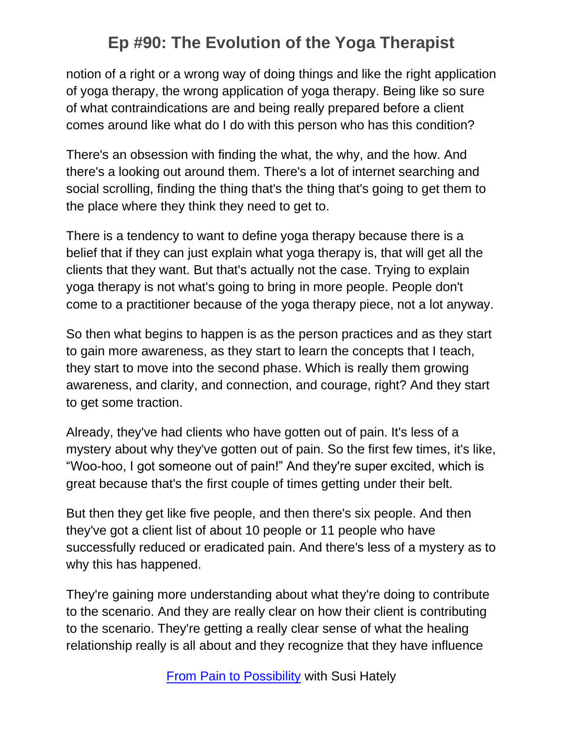notion of a right or a wrong way of doing things and like the right application of yoga therapy, the wrong application of yoga therapy. Being like so sure of what contraindications are and being really prepared before a client comes around like what do I do with this person who has this condition?

There's an obsession with finding the what, the why, and the how. And there's a looking out around them. There's a lot of internet searching and social scrolling, finding the thing that's the thing that's going to get them to the place where they think they need to get to.

There is a tendency to want to define yoga therapy because there is a belief that if they can just explain what yoga therapy is, that will get all the clients that they want. But that's actually not the case. Trying to explain yoga therapy is not what's going to bring in more people. People don't come to a practitioner because of the yoga therapy piece, not a lot anyway.

So then what begins to happen is as the person practices and as they start to gain more awareness, as they start to learn the concepts that I teach, they start to move into the second phase. Which is really them growing awareness, and clarity, and connection, and courage, right? And they start to get some traction.

Already, they've had clients who have gotten out of pain. It's less of a mystery about why they've gotten out of pain. So the first few times, it's like, "Woo-hoo, I got someone out of pain!" And they're super excited, which is great because that's the first couple of times getting under their belt.

But then they get like five people, and then there's six people. And then they've got a client list of about 10 people or 11 people who have successfully reduced or eradicated pain. And there's less of a mystery as to why this has happened.

They're gaining more understanding about what they're doing to contribute to the scenario. And they are really clear on how their client is contributing to the scenario. They're getting a really clear sense of what the healing relationship really is all about and they recognize that they have influence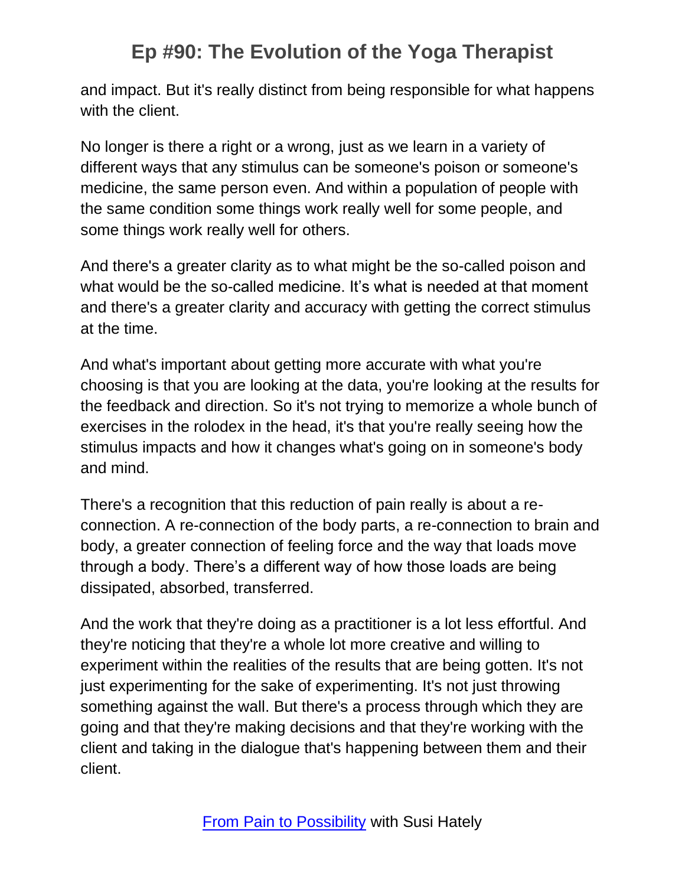and impact. But it's really distinct from being responsible for what happens with the client.

No longer is there a right or a wrong, just as we learn in a variety of different ways that any stimulus can be someone's poison or someone's medicine, the same person even. And within a population of people with the same condition some things work really well for some people, and some things work really well for others.

And there's a greater clarity as to what might be the so-called poison and what would be the so-called medicine. It's what is needed at that moment and there's a greater clarity and accuracy with getting the correct stimulus at the time.

And what's important about getting more accurate with what you're choosing is that you are looking at the data, you're looking at the results for the feedback and direction. So it's not trying to memorize a whole bunch of exercises in the rolodex in the head, it's that you're really seeing how the stimulus impacts and how it changes what's going on in someone's body and mind.

There's a recognition that this reduction of pain really is about a re-connection. A re-connection of the body parts, a re-connection to brain and body, a greater connection of feeling force and the way that loads move through a body. There's a different way of how those loads are being dissipated, absorbed, transferred.

And the work that they're doing as a practitioner is a lot less effortful. And they're noticing that they're a whole lot more creative and willing to experiment within the realities of the results that are being gotten. It's not just experimenting for the sake of experimenting. It's not just throwing something against the wall. But there's a process through which they are going and that they're making decisions and that they're working with the client and taking in the dialogue that's happening between them and their client.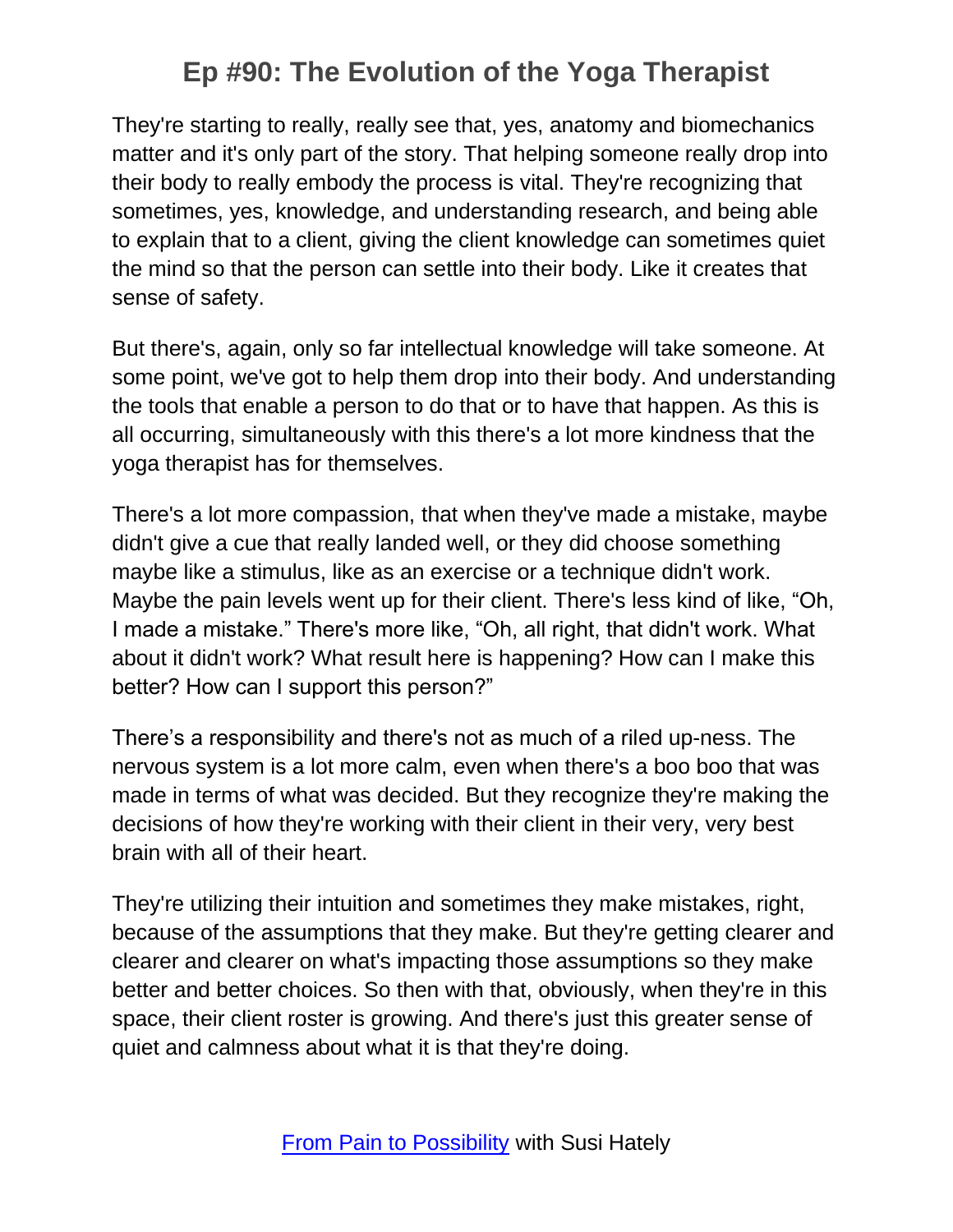They're starting to really, really see that, yes, anatomy and biomechanics matter and it's only part of the story. That helping someone really drop into their body to really embody the process is vital. They're recognizing that sometimes, yes, knowledge, and understanding research, and being able to explain that to a client, giving the client knowledge can sometimes quiet the mind so that the person can settle into their body. Like it creates that sense of safety.

But there's, again, only so far intellectual knowledge will take someone. At some point, we've got to help them drop into their body. And understanding the tools that enable a person to do that or to have that happen. As this is all occurring, simultaneously with this there's a lot more kindness that the yoga therapist has for themselves.

There's a lot more compassion, that when they've made a mistake, maybe didn't give a cue that really landed well, or they did choose something maybe like a stimulus, like as an exercise or a technique didn't work. Maybe the pain levels went up for their client. There's less kind of like, "Oh, I made a mistake." There's more like, "Oh, all right, that didn't work. What about it didn't work? What result here is happening? How can I make this better? How can I support this person?"

There's a responsibility and there's not as much of a riled up-ness. The nervous system is a lot more calm, even when there's a boo boo that was made in terms of what was decided. But they recognize they're making the decisions of how they're working with their client in their very, very best brain with all of their heart.

They're utilizing their intuition and sometimes they make mistakes, right, because of the assumptions that they make. But they're getting clearer and clearer and clearer on what's impacting those assumptions so they make better and better choices. So then with that, obviously, when they're in this space, their client roster is growing. And there's just this greater sense of quiet and calmness about what it is that they're doing.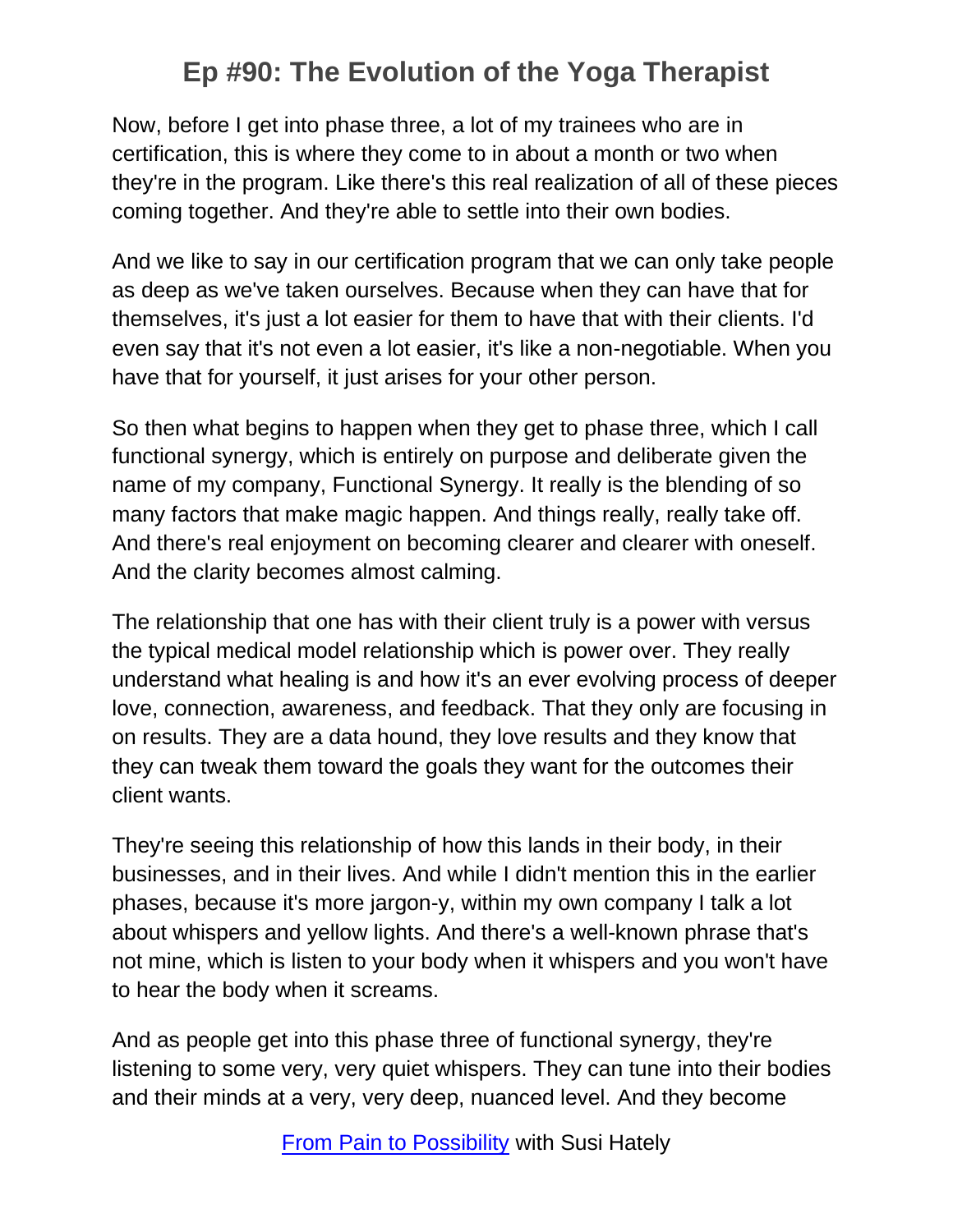Now, before I get into phase three, a lot of my trainees who are in certification, this is where they come to in about a month or two when they're in the program. Like there's this real realization of all of these pieces coming together. And they're able to settle into their own bodies.

And we like to say in our certification program that we can only take people as deep as we've taken ourselves. Because when they can have that for themselves, it's just a lot easier for them to have that with their clients. I'd even say that it's not even a lot easier, it's like a non-negotiable. When you have that for yourself, it just arises for your other person.

So then what begins to happen when they get to phase three, which I call functional synergy, which is entirely on purpose and deliberate given the name of my company, Functional Synergy. It really is the blending of so many factors that make magic happen. And things really, really take off. And there's real enjoyment on becoming clearer and clearer with oneself. And the clarity becomes almost calming.

The relationship that one has with their client truly is a power with versus the typical medical model relationship which is power over. They really understand what healing is and how it's an ever evolving process of deeper love, connection, awareness, and feedback. That they only are focusing in on results. They are a data hound, they love results and they know that they can tweak them toward the goals they want for the outcomes their client wants.

They're seeing this relationship of how this lands in their body, in their businesses, and in their lives. And while I didn't mention this in the earlier phases, because it's more jargon-y, within my own company I talk a lot about whispers and yellow lights. And there's a well-known phrase that's not mine, which is listen to your body when it whispers and you won't have to hear the body when it screams.

And as people get into this phase three of functional synergy, they're listening to some very, very quiet whispers. They can tune into their bodies and their minds at a very, very deep, nuanced level. And they become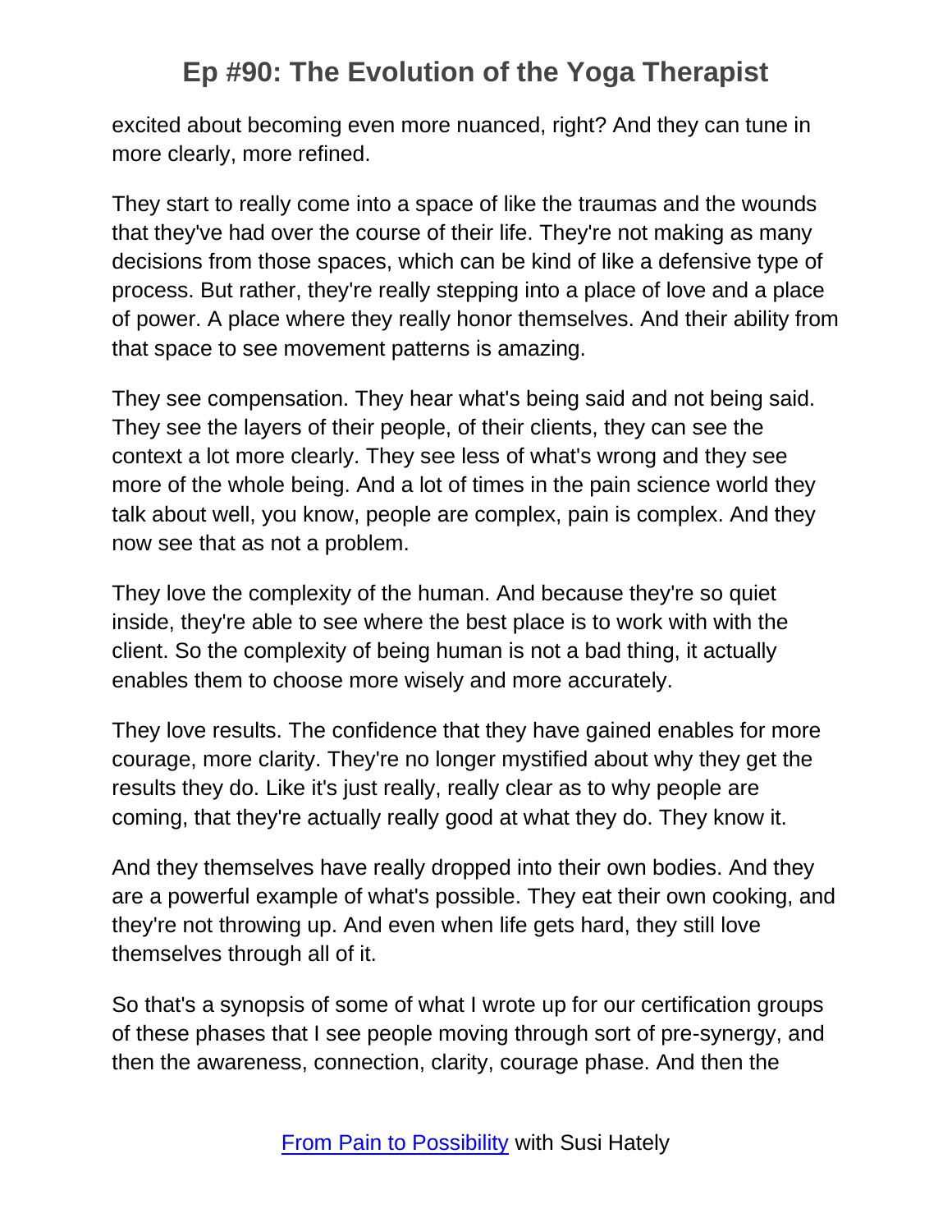excited about becoming even more nuanced, right? And they can tune in more clearly, more refined.

They start to really come into a space of like the traumas and the wounds that they've had over the course of their life. They're not making as many decisions from those spaces, which can be kind of like a defensive type of process. But rather, they're really stepping into a place of love and a place of power. A place where they really honor themselves. And their ability from that space to see movement patterns is amazing.

They see compensation. They hear what's being said and not being said. They see the layers of their people, of their clients, they can see the context a lot more clearly. They see less of what's wrong and they see more of the whole being. And a lot of times in the pain science world they talk about well, you know, people are complex, pain is complex. And they now see that as not a problem.

They love the complexity of the human. And because they're so quiet inside, they're able to see where the best place is to work with with the client. So the complexity of being human is not a bad thing, it actually enables them to choose more wisely and more accurately.

They love results. The confidence that they have gained enables for more courage, more clarity. They're no longer mystified about why they get the results they do. Like it's just really, really clear as to why people are coming, that they're actually really good at what they do. They know it.

And they themselves have really dropped into their own bodies. And they are a powerful example of what's possible. They eat their own cooking, and they're not throwing up. And even when life gets hard, they still love themselves through all of it.

So that's a synopsis of some of what I wrote up for our certification groups of these phases that I see people moving through sort of pre-synergy, and then the awareness, connection, clarity, courage phase. And then the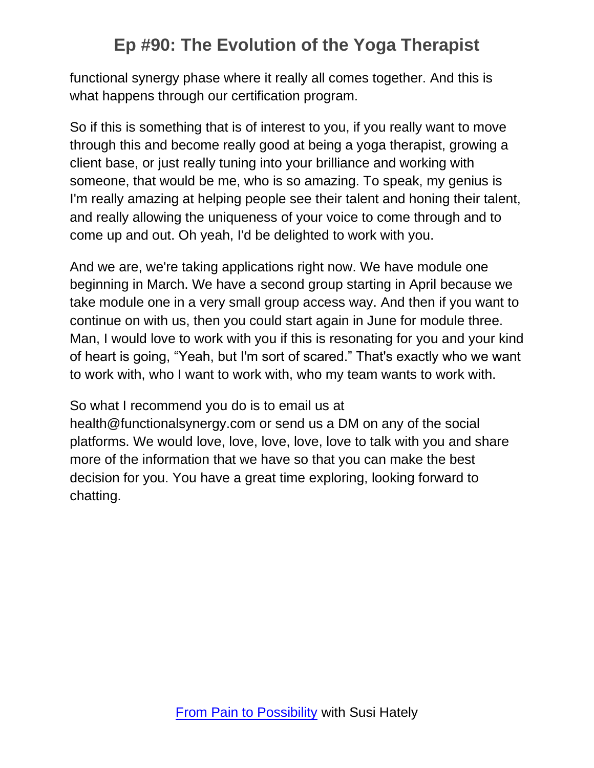functional synergy phase where it really all comes together. And this is what happens through our certification program.

So if this is something that is of interest to you, if you really want to move through this and become really good at being a yoga therapist, growing a client base, or just really tuning into your brilliance and working with someone, that would be me, who is so amazing. To speak, my genius is I'm really amazing at helping people see their talent and honing their talent, and really allowing the uniqueness of your voice to come through and to come up and out. Oh yeah, I'd be delighted to work with you.

And we are, we're taking applications right now. We have module one beginning in March. We have a second group starting in April because we take module one in a very small group access way. And then if you want to continue on with us, then you could start again in June for module three. Man, I would love to work with you if this is resonating for you and your kind of heart is going, "Yeah, but I'm sort of scared." That's exactly who we want to work with, who I want to work with, who my team wants to work with.

So what I recommend you do is to email us at health@functionalsynergy.com or send us a DM on any of the social platforms. We would love, love, love, love, love to talk with you and share more of the information that we have so that you can make the best decision for you. You have a great time exploring, looking forward to chatting.